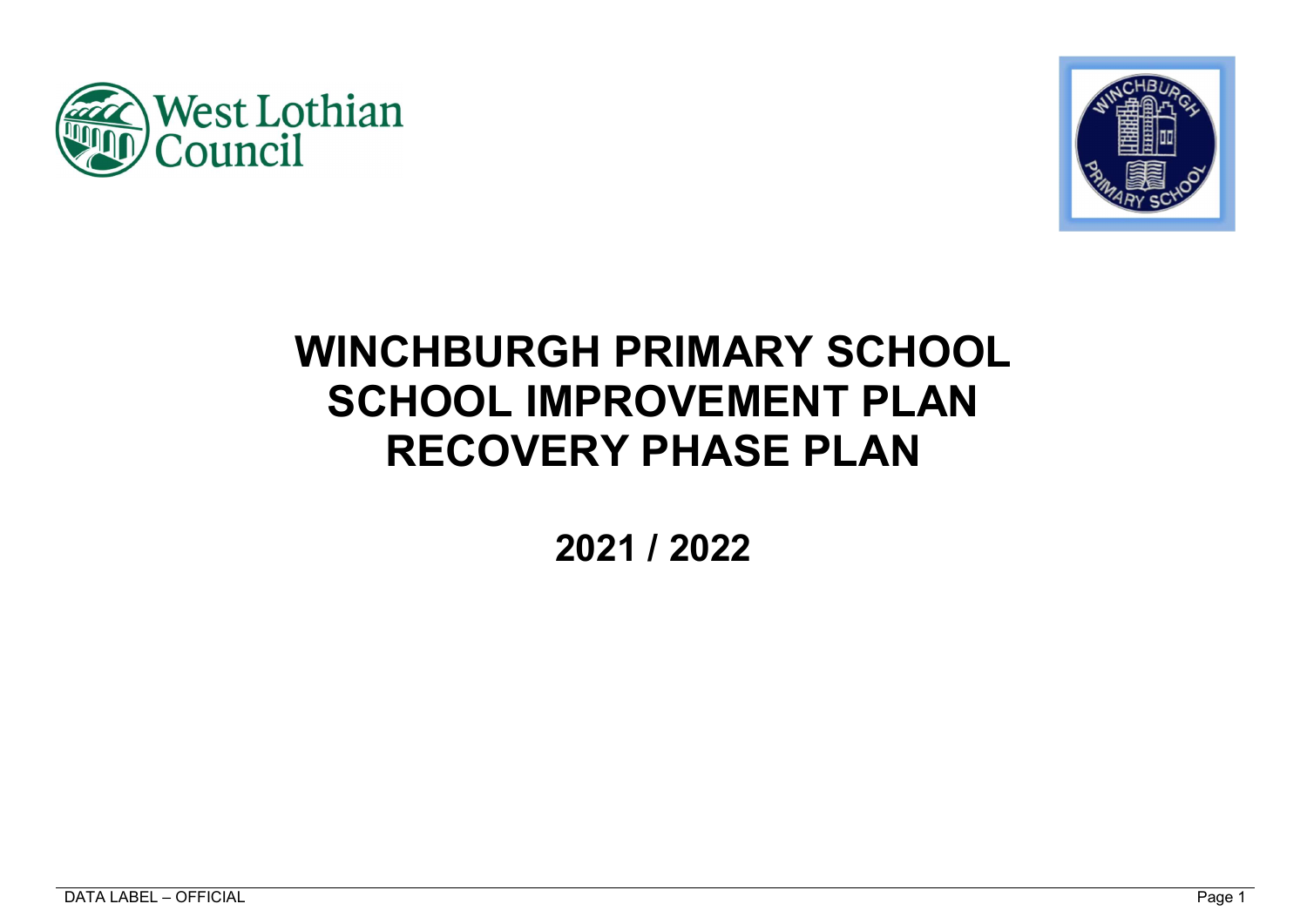# WINCHBURGH PRIMARY SCHOOL
# SCHOOL IMPROVEMENT PLAN
# RECOVERY PHASE PLAN

## 2021 / 2022

DATA LABEL – OFFICIAL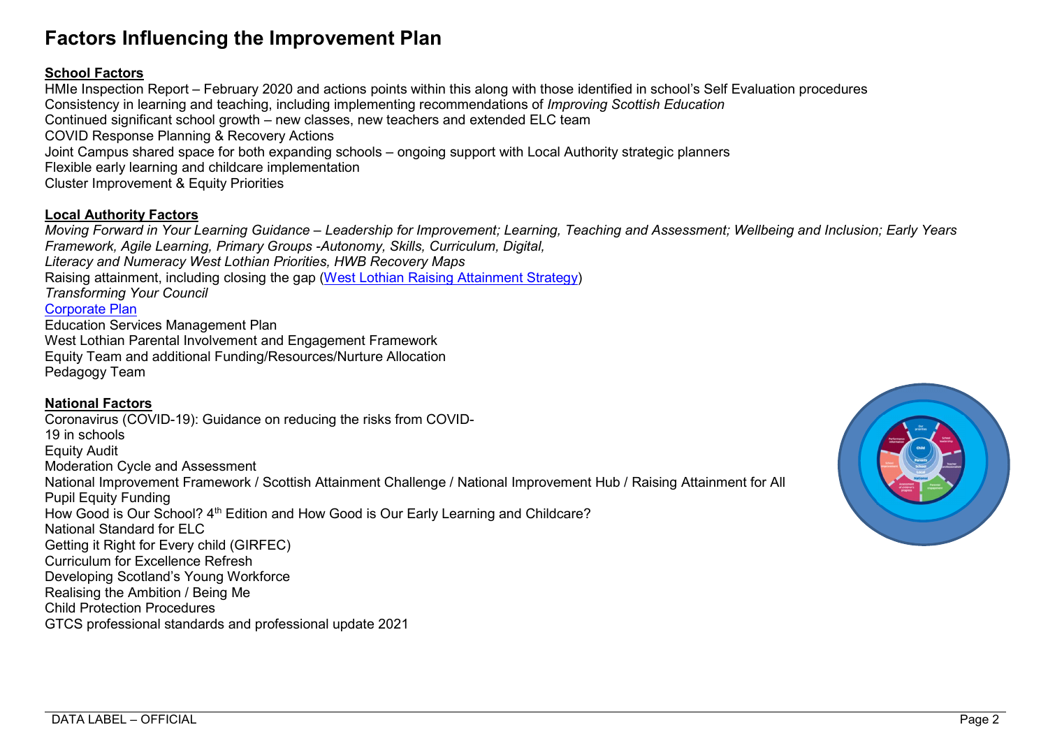# Factors Influencing the Improvement Plan

**School Factors**

HMIe Inspection Report – February 2020 and actions points within this along with those identified in school's Self Evaluation procedures
Consistency in learning and teaching, including implementing recommendations of *Improving Scottish Education*
Continued significant school growth – new classes, new teachers and extended ELC team
COVID Response Planning & Recovery Actions
Joint Campus shared space for both expanding schools – ongoing support with Local Authority strategic planners
Flexible early learning and childcare implementation
Cluster Improvement & Equity Priorities

**Local Authority Factors**

*Moving Forward in Your Learning Guidance – Leadership for Improvement; Learning, Teaching and Assessment; Wellbeing and Inclusion; Early Years Framework, Agile Learning, Primary Groups -Autonomy, Skills, Curriculum, Digital,*
*Literacy and Numeracy West Lothian Priorities, HWB Recovery Maps*
Raising attainment, including closing the gap (West Lothian Raising Attainment Strategy)
*Transforming Your Council*
Corporate Plan
Education Services Management Plan
West Lothian Parental Involvement and Engagement Framework
Equity Team and additional Funding/Resources/Nurture Allocation
Pedagogy Team

**National Factors**

Coronavirus (COVID-19): Guidance on reducing the risks from COVID-19 in schools
Equity Audit
Moderation Cycle and Assessment
National Improvement Framework / Scottish Attainment Challenge / National Improvement Hub / Raising Attainment for All
Pupil Equity Funding
How Good is Our School? 4th Edition and How Good is Our Early Learning and Childcare?
National Standard for ELC
Getting it Right for Every child (GIRFEC)
Curriculum for Excellence Refresh
Developing Scotland's Young Workforce
Realising the Ambition / Being Me
Child Protection Procedures
GTCS professional standards and professional update 2021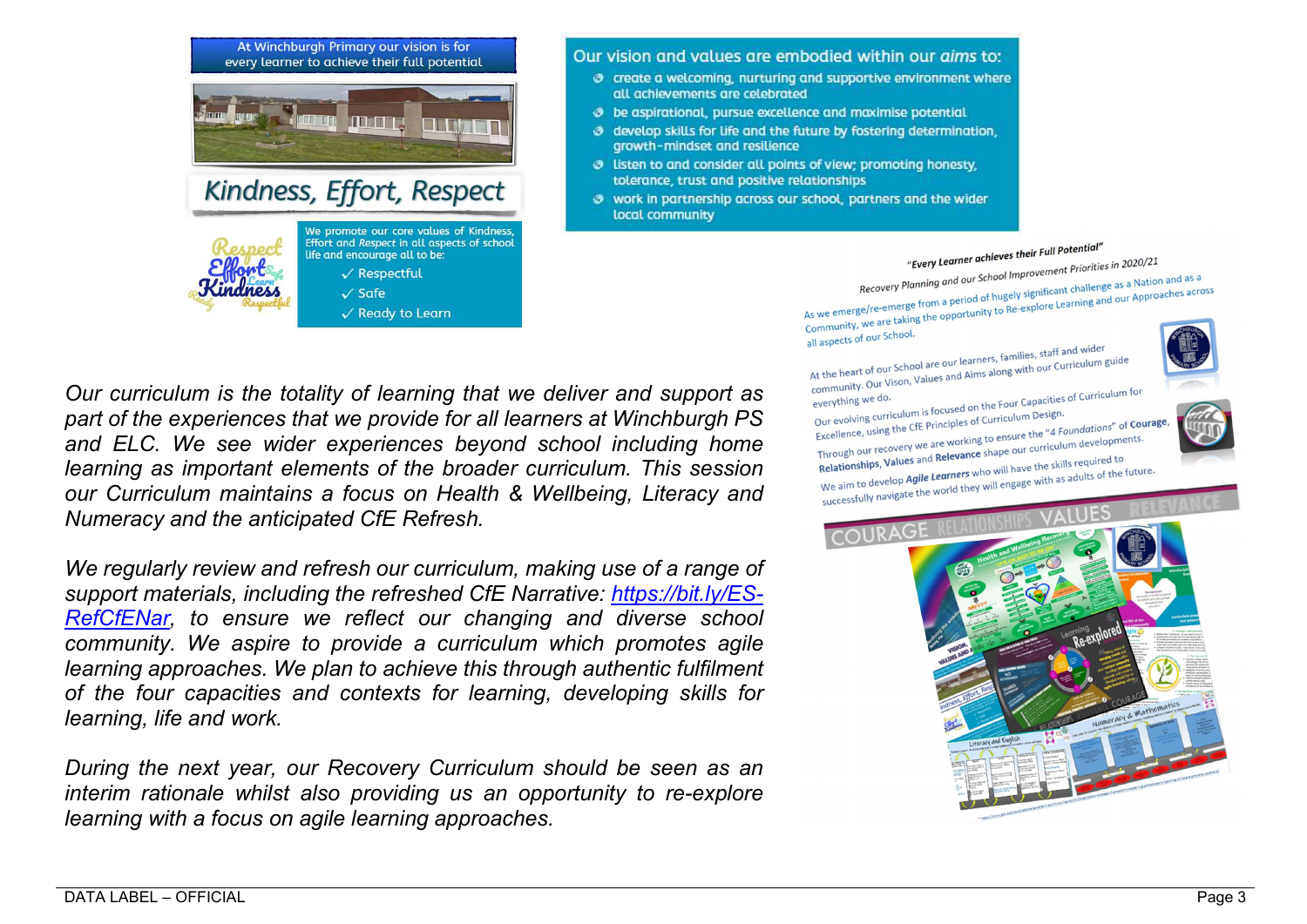At Winchburgh Primary our vision is for every learner to achieve their full potential

## Kindness, Effort, Respect

We promote our core values of *Kindness, Effort and Respect* in all aspects of school life and encourage all to be:

- ✓ Respectful
- ✓ Safe
- ✓ Ready to Learn

Our vision and values are embodied within our *aims* to:

- create a welcoming, nurturing and supportive environment where all achievements are celebrated
- be aspirational, pursue excellence and maximise potential
- develop skills for life and the future by fostering determination, growth-mindset and resilience
- listen to and consider all points of view; promoting honesty, tolerance, trust and positive relationships
- work in partnership across our school, partners and the wider local community

**"Every Learner achieves their Full Potential"**

*Recovery Planning and our School Improvement Priorities in 2020/21*

As we emerge/re-emerge from a period of hugely significant challenge as a Nation and as a Community, we are taking the opportunity to Re-explore Learning and our Approaches across all aspects of our School.

At the heart of our School are our learners, families, staff and wider community. Our Vison, Values and Aims along with our Curriculum guide everything we do.

Our evolving curriculum is focused on the Four Capacities of Curriculum for Excellence, using the CfE Principles of Curriculum Design.

Through our recovery we are working to ensure the *"4 Foundations"* of **Courage, Relationships, Values** and **Relevance** shape our curriculum developments.

We aim to develop ***Agile Learners*** who will have the skills required to successfully navigate the world they will engage with as adults of the future.

COURAGE RELATIONSHIPS VALUES RELEVANCE

*Our curriculum is the totality of learning that we deliver and support as part of the experiences that we provide for all learners at Winchburgh PS and ELC. We see wider experiences beyond school including home learning as important elements of the broader curriculum. This session our Curriculum maintains a focus on Health & Wellbeing, Literacy and Numeracy and the anticipated CfE Refresh.*

*We regularly review and refresh our curriculum, making use of a range of support materials, including the refreshed CfE Narrative: [https://bit.ly/ES-RefCfENar](https://bit.ly/ES-RefCfENar), to ensure we reflect our changing and diverse school community. We aspire to provide a curriculum which promotes agile learning approaches. We plan to achieve this through authentic fulfilment of the four capacities and contexts for learning, developing skills for learning, life and work.*

*During the next year, our Recovery Curriculum should be seen as an interim rationale whilst also providing us an opportunity to re-explore learning with a focus on agile learning approaches.*

DATA LABEL – OFFICIAL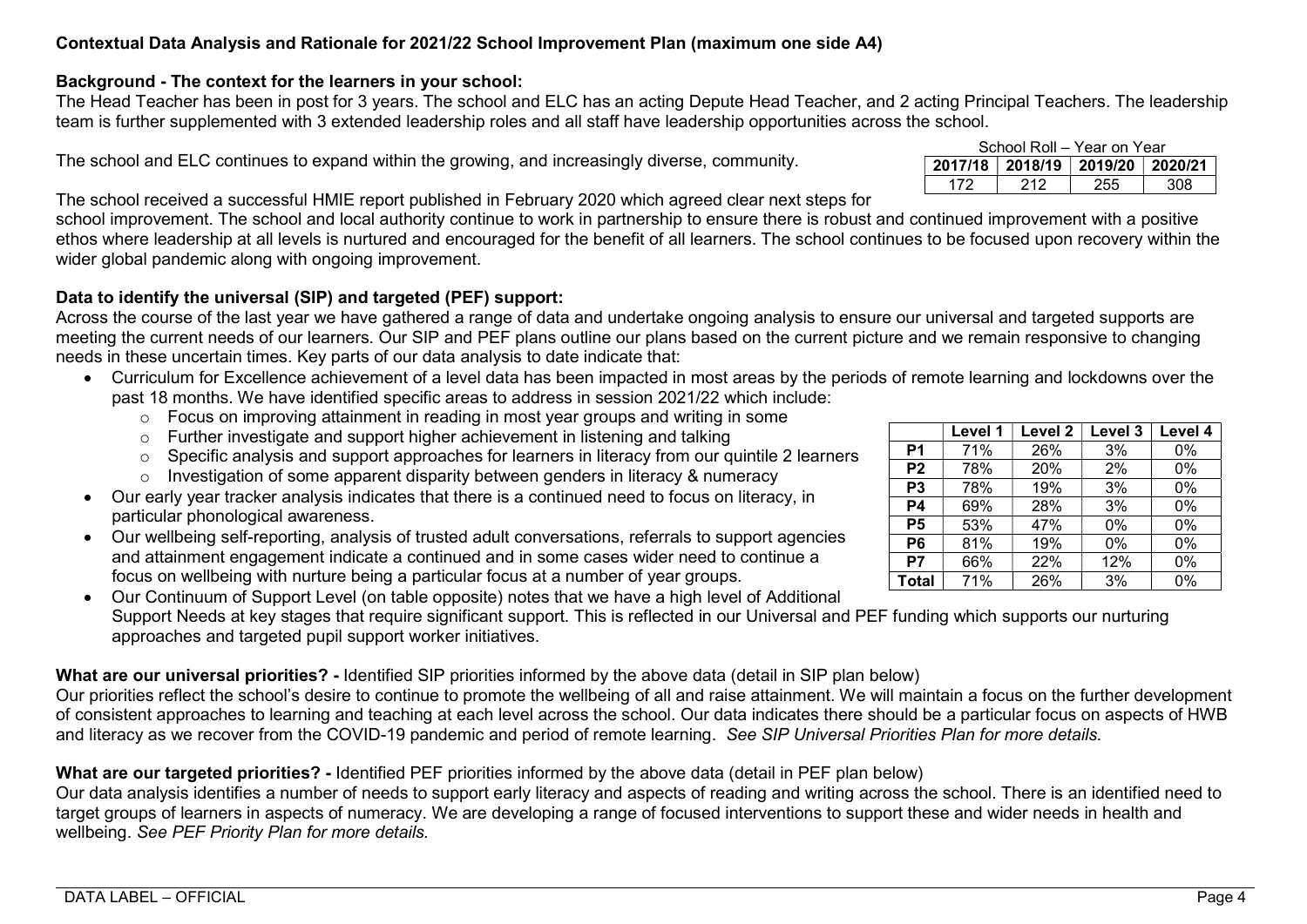**Contextual Data Analysis and Rationale for 2021/22 School Improvement Plan (maximum one side A4)**

**Background - The context for the learners in your school:**

The Head Teacher has been in post for 3 years. The school and ELC has an acting Depute Head Teacher, and 2 acting Principal Teachers. The leadership team is further supplemented with 3 extended leadership roles and all staff have leadership opportunities across the school.

The school and ELC continues to expand within the growing, and increasingly diverse, community.

School Roll – Year on Year

| 2017/18 | 2018/19 | 2019/20 | 2020/21 |
|---|---|---|---|
| 172 | 212 | 255 | 308 |

The school received a successful HMIE report published in February 2020 which agreed clear next steps for school improvement. The school and local authority continue to work in partnership to ensure there is robust and continued improvement with a positive ethos where leadership at all levels is nurtured and encouraged for the benefit of all learners. The school continues to be focused upon recovery within the wider global pandemic along with ongoing improvement.

**Data to identify the universal (SIP) and targeted (PEF) support:**

Across the course of the last year we have gathered a range of data and undertake ongoing analysis to ensure our universal and targeted supports are meeting the current needs of our learners. Our SIP and PEF plans outline our plans based on the current picture and we remain responsive to changing needs in these uncertain times. Key parts of our data analysis to date indicate that:

- Curriculum for Excellence achievement of a level data has been impacted in most areas by the periods of remote learning and lockdowns over the past 18 months. We have identified specific areas to address in session 2021/22 which include:
  - Focus on improving attainment in reading in most year groups and writing in some
  - Further investigate and support higher achievement in listening and talking
  - Specific analysis and support approaches for learners in literacy from our quintile 2 learners
  - Investigation of some apparent disparity between genders in literacy & numeracy
- Our early year tracker analysis indicates that there is a continued need to focus on literacy, in particular phonological awareness.
- Our wellbeing self-reporting, analysis of trusted adult conversations, referrals to support agencies and attainment engagement indicate a continued and in some cases wider need to continue a focus on wellbeing with nurture being a particular focus at a number of year groups.
- Our Continuum of Support Level (on table opposite) notes that we have a high level of Additional Support Needs at key stages that require significant support. This is reflected in our Universal and PEF funding which supports our nurturing approaches and targeted pupil support worker initiatives.

| | Level 1 | Level 2 | Level 3 | Level 4 |
|---|---|---|---|---|
| **P1** | 71% | 26% | 3% | 0% |
| **P2** | 78% | 20% | 2% | 0% |
| **P3** | 78% | 19% | 3% | 0% |
| **P4** | 69% | 28% | 3% | 0% |
| **P5** | 53% | 47% | 0% | 0% |
| **P6** | 81% | 19% | 0% | 0% |
| **P7** | 66% | 22% | 12% | 0% |
| **Total** | 71% | 26% | 3% | 0% |

**What are our universal priorities? -** Identified SIP priorities informed by the above data (detail in SIP plan below)

Our priorities reflect the school's desire to continue to promote the wellbeing of all and raise attainment. We will maintain a focus on the further development of consistent approaches to learning and teaching at each level across the school. Our data indicates there should be a particular focus on aspects of HWB and literacy as we recover from the COVID-19 pandemic and period of remote learning. *See SIP Universal Priorities Plan for more details.*

**What are our targeted priorities? -** Identified PEF priorities informed by the above data (detail in PEF plan below)

Our data analysis identifies a number of needs to support early literacy and aspects of reading and writing across the school. There is an identified need to target groups of learners in aspects of numeracy. We are developing a range of focused interventions to support these and wider needs in health and wellbeing. *See PEF Priority Plan for more details.*

DATA LABEL – OFFICIAL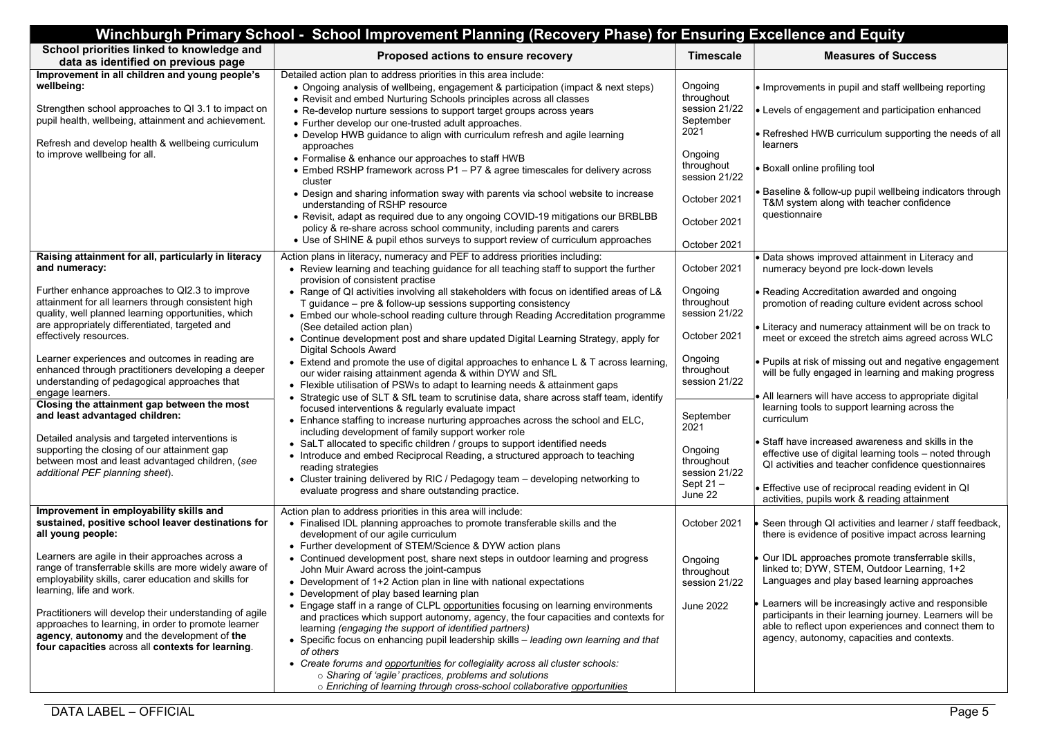# Winchburgh Primary School - School Improvement Planning (Recovery Phase) for Ensuring Excellence and Equity

| School priorities linked to knowledge and data as identified on previous page | Proposed actions to ensure recovery | Timescale | Measures of Success |
|---|---|---|---|
| **Improvement in all children and young people's wellbeing:**<br><br>Strengthen school approaches to QI 3.1 to impact on pupil health, wellbeing, attainment and achievement.<br><br>Refresh and develop health & wellbeing curriculum to improve wellbeing for all. | Detailed action plan to address priorities in this area include:<br>• Ongoing analysis of wellbeing, engagement & participation (impact & next steps)<br>• Revisit and embed Nurturing Schools principles across all classes<br>• Re-develop nurture sessions to support target groups across years<br>• Further develop our one-trusted adult approaches.<br>• Develop HWB guidance to align with curriculum refresh and agile learning approaches<br>• Formalise & enhance our approaches to staff HWB<br>• Embed RSHP framework across P1 – P7 & agree timescales for delivery across cluster<br>• Design and sharing information sway with parents via school website to increase understanding of RSHP resource<br>• Revisit, adapt as required due to any ongoing COVID-19 mitigations our BRBLBB policy & re-share across school community, including parents and carers<br>• Use of SHINE & pupil ethos surveys to support review of curriculum approaches | Ongoing throughout session 21/22<br>September 2021<br><br>Ongoing throughout session 21/22<br><br>October 2021<br><br>October 2021<br><br>October 2021 | • Improvements in pupil and staff wellbeing reporting<br><br>• Levels of engagement and participation enhanced<br><br>• Refreshed HWB curriculum supporting the needs of all learners<br><br>• Boxall online profiling tool<br><br>• Baseline & follow-up pupil wellbeing indicators through T&M system along with teacher confidence questionnaire |
| **Raising attainment for all, particularly in literacy and numeracy:**<br><br>Further enhance approaches to QI2.3 to improve attainment for all learners through consistent high quality, well planned learning opportunities, which are appropriately differentiated, targeted and effectively resources.<br><br>Learner experiences and outcomes in reading are enhanced through practitioners developing a deeper understanding of pedagogical approaches that engage learners.<br><br>**Closing the attainment gap between the most and least advantaged children:**<br><br>Detailed analysis and targeted interventions is supporting the closing of our attainment gap between most and least advantaged children, (*see additional PEF planning sheet*). | Action plans in literacy, numeracy and PEF to address priorities including:<br>• Review learning and teaching guidance for all teaching staff to support the further provision of consistent practise<br>• Range of QI activities involving all stakeholders with focus on identified areas of L& T guidance – pre & follow-up sessions supporting consistency<br>• Embed our whole-school reading culture through Reading Accreditation programme (See detailed action plan)<br>• Continue development post and share updated Digital Learning Strategy, apply for Digital Schools Award<br>• Extend and promote the use of digital approaches to enhance L & T across learning, our wider raising attainment agenda & within DYW and SfL<br>• Flexible utilisation of PSWs to adapt to learning needs & attainment gaps<br>• Strategic use of SLT & SfL team to scrutinise data, share across staff team, identify focused interventions & regularly evaluate impact<br>• Enhance staffing to increase nurturing approaches across the school and ELC, including development of family support worker role<br>• SaLT allocated to specific children / groups to support identified needs<br>• Introduce and embed Reciprocal Reading, a structured approach to teaching reading strategies<br>• Cluster training delivered by RIC / Pedagogy team – developing networking to evaluate progress and share outstanding practice. | October 2021<br><br>Ongoing throughout session 21/22<br><br>October 2021<br><br>Ongoing throughout session 21/22<br><br>September 2021<br><br>Ongoing throughout session 21/22<br>Sept 21 – June 22 | • Data shows improved attainment in Literacy and numeracy beyond pre lock-down levels<br><br>• Reading Accreditation awarded and ongoing promotion of reading culture evident across school<br><br>• Literacy and numeracy attainment will be on track to meet or exceed the stretch aims agreed across WLC<br><br>• Pupils at risk of missing out and negative engagement will be fully engaged in learning and making progress<br><br>• All learners will have access to appropriate digital learning tools to support learning across the curriculum<br><br>• Staff have increased awareness and skills in the effective use of digital learning tools – noted through QI activities and teacher confidence questionnaires<br><br>• Effective use of reciprocal reading evident in QI activities, pupils work & reading attainment |
| **Improvement in employability skills and sustained, positive school leaver destinations for all young people:**<br><br>Learners are agile in their approaches across a range of transferrable skills are more widely aware of employability skills, carer education and skills for learning, life and work.<br><br>Practitioners will develop their understanding of agile approaches to learning, in order to promote learner **agency**, **autonomy** and the development of **the four capacities** across all **contexts for learning**. | Action plan to address priorities in this area will include:<br>• Finalised IDL planning approaches to promote transferable skills and the development of our agile curriculum<br>• Further development of STEM/Science & DYW action plans<br>• Continued development post, share next steps in outdoor learning and progress John Muir Award across the joint-campus<br>• Development of 1+2 Action plan in line with national expectations<br>• Development of play based learning plan<br>• Engage staff in a range of CLPL opportunities focusing on learning environments and practices which support autonomy, agency, the four capacities and contexts for learning *(engaging the support of identified partners)*<br>• Specific focus on enhancing pupil leadership skills – *leading own learning and that of others*<br>• *Create forums and opportunities for collegiality across all cluster schools:*<br>  ○ *Sharing of 'agile' practices, problems and solutions*<br>  ○ *Enriching of learning through cross-school collaborative opportunities* | October 2021<br><br>Ongoing throughout session 21/22<br><br>June 2022 | • Seen through QI activities and learner / staff feedback, there is evidence of positive impact across learning<br><br>• Our IDL approaches promote transferable skills, linked to; DYW, STEM, Outdoor Learning, 1+2 Languages and play based learning approaches<br><br>• Learners will be increasingly active and responsible participants in their learning journey. Learners will be able to reflect upon experiences and connect them to agency, autonomy, capacities and contexts. |

DATA LABEL – OFFICIAL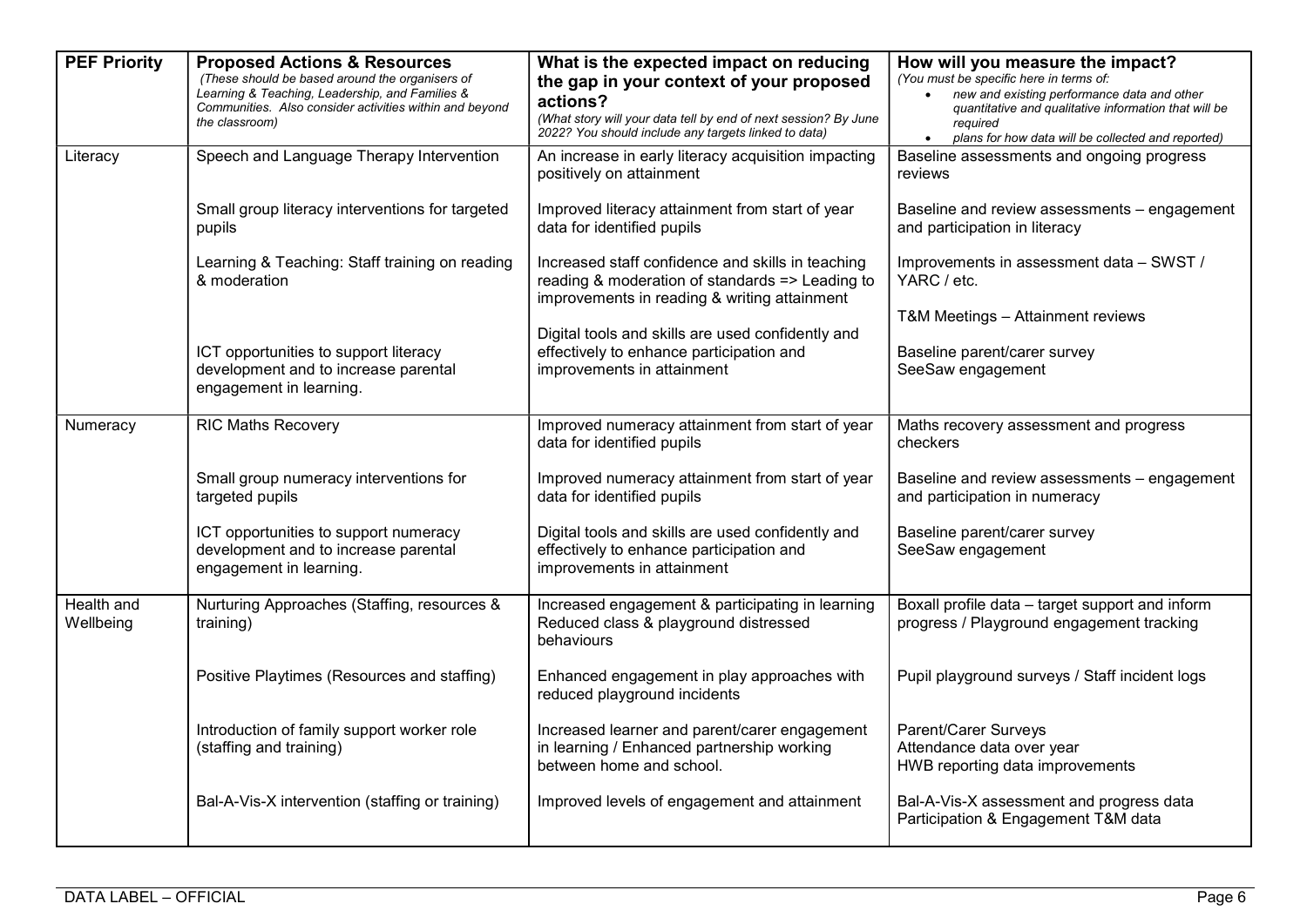| PEF Priority | **Proposed Actions & Resources** *(These should be based around the organisers of Learning & Teaching, Leadership, and Families & Communities. Also consider activities within and beyond the classroom)* | **What is the expected impact on reducing the gap in your context of your proposed actions?** *(What story will your data tell by end of next session? By June 2022? You should include any targets linked to data)* | **How will you measure the impact?** *(You must be specific here in terms of: • new and existing performance data and other quantitative and qualitative information that will be required • plans for how data will be collected and reported)* |
|---|---|---|---|
| Literacy | Speech and Language Therapy Intervention | An increase in early literacy acquisition impacting positively on attainment | Baseline assessments and ongoing progress reviews |
| | Small group literacy interventions for targeted pupils | Improved literacy attainment from start of year data for identified pupils | Baseline and review assessments – engagement and participation in literacy |
| | Learning & Teaching: Staff training on reading & moderation | Increased staff confidence and skills in teaching reading & moderation of standards => Leading to improvements in reading & writing attainment | Improvements in assessment data – SWST / YARC / etc.<br><br>T&M Meetings – Attainment reviews |
| | ICT opportunities to support literacy development and to increase parental engagement in learning. | Digital tools and skills are used confidently and effectively to enhance participation and improvements in attainment | Baseline parent/carer survey<br>SeeSaw engagement |
| Numeracy | RIC Maths Recovery | Improved numeracy attainment from start of year data for identified pupils | Maths recovery assessment and progress checkers |
| | Small group numeracy interventions for targeted pupils | Improved numeracy attainment from start of year data for identified pupils | Baseline and review assessments – engagement and participation in numeracy |
| | ICT opportunities to support numeracy development and to increase parental engagement in learning. | Digital tools and skills are used confidently and effectively to enhance participation and improvements in attainment | Baseline parent/carer survey<br>SeeSaw engagement |
| Health and Wellbeing | Nurturing Approaches (Staffing, resources & training) | Increased engagement & participating in learning<br>Reduced class & playground distressed behaviours | Boxall profile data – target support and inform progress / Playground engagement tracking |
| | Positive Playtimes (Resources and staffing) | Enhanced engagement in play approaches with reduced playground incidents | Pupil playground surveys / Staff incident logs |
| | Introduction of family support worker role (staffing and training) | Increased learner and parent/carer engagement in learning / Enhanced partnership working between home and school. | Parent/Carer Surveys<br>Attendance data over year<br>HWB reporting data improvements |
| | Bal-A-Vis-X intervention (staffing or training) | Improved levels of engagement and attainment | Bal-A-Vis-X assessment and progress data<br>Participation & Engagement T&M data |

DATA LABEL – OFFICIAL